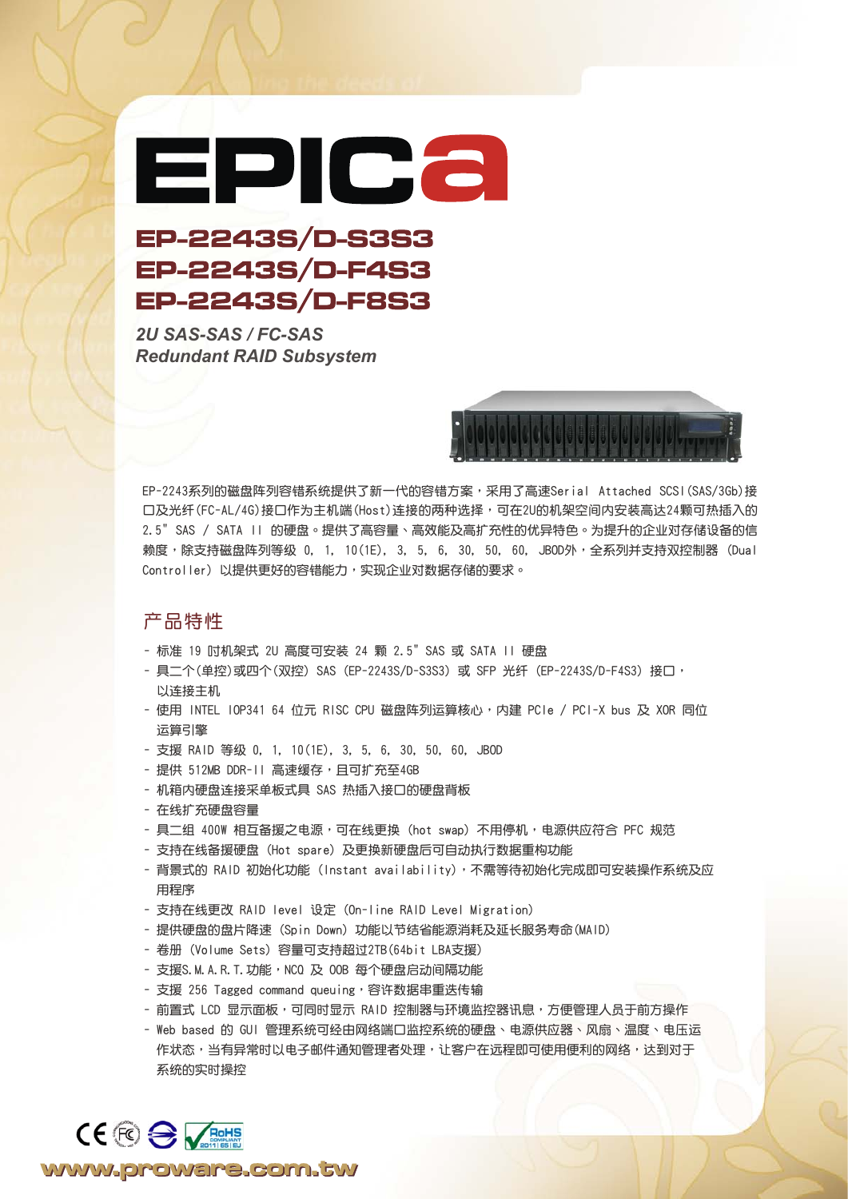# EPICa

## EP-2243S/D-S3S3
## EP-2243S/D-F4S3
## EP-2243S/D-F8S3

*2U SAS-SAS / FC-SAS*
*Redundant RAID Subsystem*

EP-2243系列的磁盘阵列容错系统提供了新一代的容错方案，采用了高速Serial Attached SCSI(SAS/3Gb)接口及光纤(FC-AL/4G)接口作为主机端(Host)连接的两种选择，可在2U的机架空间内安装高达24颗可热插入的2.5" SAS / SATA II 的硬盘。提供了高容量、高效能及高扩充性的优异特色。为提升的企业对存储设备的信赖度，除支持磁盘阵列等级 0, 1, 10(1E), 3, 5, 6, 30, 50, 60, JBOD外，全系列并支持双控制器 (Dual Controller) 以提供更好的容错能力，实现企业对数据存储的要求。

## 产品特性

- 标准 19 吋机架式 2U 高度可安装 24 颗 2.5" SAS 或 SATA II 硬盘
- 具二个(单控)或四个(双控) SAS (EP-2243S/D-S3S3) 或 SFP 光纤 (EP-2243S/D-F4S3) 接口，以连接主机
- 使用 INTEL IOP341 64 位元 RISC CPU 磁盘阵列运算核心，内建 PCIe / PCI-X bus 及 XOR 同位运算引擎
- 支援 RAID 等级 0, 1, 10(1E), 3, 5, 6, 30, 50, 60, JBOD
- 提供 512MB DDR-II 高速缓存，且可扩充至4GB
- 机箱内硬盘连接采单板式具 SAS 热插入接口的硬盘背板
- 在线扩充硬盘容量
- 具二组 400W 相互备援之电源，可在线更换 (hot swap) 不用停机，电源供应符合 PFC 规范
- 支持在线备援硬盘 (Hot spare) 及更换新硬盘后可自动执行数据重构功能
- 背景式的 RAID 初始化功能 (Instant availability)，不需等待初始化完成即可安装操作系统及应用程序
- 支持在线更改 RAID level 设定 (On-line RAID Level Migration)
- 提供硬盘的盘片降速 (Spin Down) 功能以节结省能源消耗及延长服务寿命(MAID)
- 卷册 (Volume Sets) 容量可支持超过2TB(64bit LBA支援)
- 支援S.M.A.R.T.功能，NCQ 及 OOB 每个硬盘启动间隔功能
- 支援 256 Tagged command queuing，容许数据串重迭传输
- 前置式 LCD 显示面板，可同时显示 RAID 控制器与环境监控器讯息，方便管理人员于前方操作
- Web based 的 GUI 管理系统可经由网络端口监控系统的硬盘、电源供应器、风扇、温度、电压运作状态，当有异常时以电子邮件通知管理者处理，让客户在远程即可使用便利的网络，达到对于系统的实时操控

www.proware.com.tw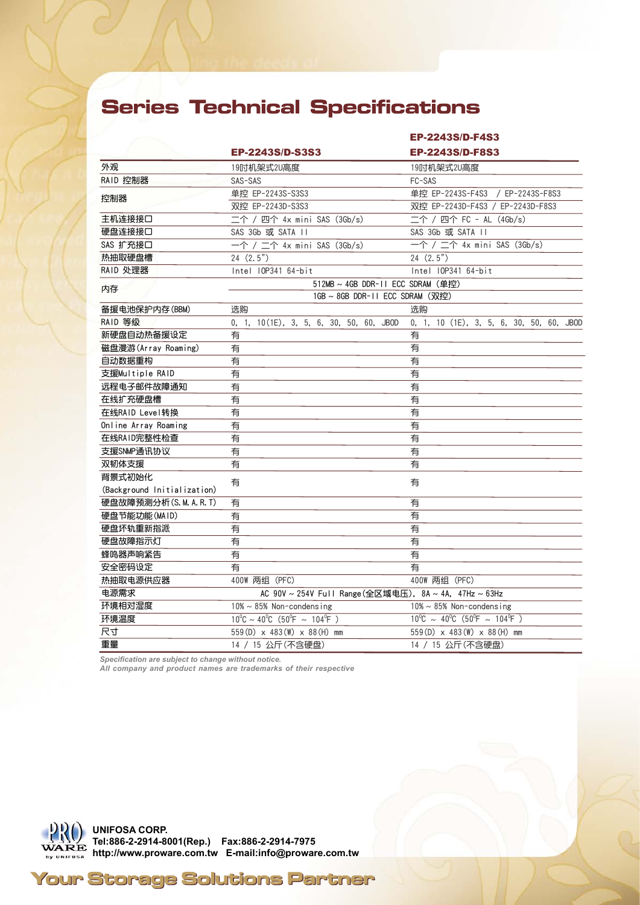# Series Technical Specifications

| | EP-2243S/D-S3S3 | EP-2243S/D-F4S3<br>EP-2243S/D-F8S3 |
|---|---|---|
| 外观 | 19吋机架式2U高度 | 19吋机架式2U高度 |
| RAID 控制器 | SAS-SAS | FC-SAS |
| 控制器 | 单控 EP-2243S-S3S3<br>双控 EP-2243D-S3S3 | 单控 EP-2243S-F4S3 / EP-2243S-F8S3<br>双控 EP-2243D-F4S3 / EP-2243D-F8S3 |
| 主机连接接口 | 二个 / 四个 4x mini SAS (3Gb/s) | 二个 / 四个 FC - AL (4Gb/s) |
| 硬盘连接接口 | SAS 3Gb 或 SATA II | SAS 3Gb 或 SATA II |
| SAS 扩充接口 | 一个 / 二个 4x mini SAS (3Gb/s) | 一个 / 二个 4x mini SAS (3Gb/s) |
| 热抽取硬盘槽 | 24 (2.5") | 24 (2.5") |
| RAID 处理器 | Intel IOP341 64-bit | Intel IOP341 64-bit |
| 内存 | 512MB ~ 4GB DDR-II ECC SDRAM (单控)<br>1GB ~ 8GB DDR-II ECC SDRAM (双控) | |
| 备援电池保护内存(BBM) | 选购 | 选购 |
| RAID 等级 | 0, 1, 10(1E), 3, 5, 6, 30, 50, 60, JBOD | 0, 1, 10 (1E), 3, 5, 6, 30, 50, 60, JBOD |
| 新硬盘自动热备援设定 | 有 | 有 |
| 磁盘漫游(Array Roaming) | 有 | 有 |
| 自动数据重构 | 有 | 有 |
| 支援Multiple RAID | 有 | 有 |
| 远程电子邮件故障通知 | 有 | 有 |
| 在线扩充硬盘槽 | 有 | 有 |
| 在线RAID Level转换 | 有 | 有 |
| Online Array Roaming | 有 | 有 |
| 在线RAID完整性检查 | 有 | 有 |
| 支援SNMP通讯协议 | 有 | 有 |
| 双韧体支援 | 有 | 有 |
| 背景式初始化<br>(Background Initialization) | 有 | 有 |
| 硬盘故障预测分析(S.M.A.R.T) | 有 | 有 |
| 硬盘节能功能(MAID) | 有 | 有 |
| 硬盘坏轨重新指派 | 有 | 有 |
| 硬盘故障指示灯 | 有 | 有 |
| 蜂鸣器声响紧告 | 有 | 有 |
| 安全密码设定 | 有 | 有 |
| 热抽取电源供应器 | 400W 两组 (PFC) | 400W 两组 (PFC) |
| 电源需求 | AC 90V ~ 254V Full Range(全区域电压), 8A ~ 4A, 47Hz ~ 63Hz | |
| 环境相对湿度 | 10% ~ 85% Non-condensing | 10% ~ 85% Non-condensing |
| 环境温度 | 10°C ~ 40°C (50°F ~ 104°F ) | 10°C ~ 40°C (50°F ~ 104°F ) |
| 尺寸 | 559(D) x 483(W) x 88(H) mm | 559(D) x 483(W) x 88(H) mm |
| 重量 | 14 / 15 公斤(不含硬盘) | 14 / 15 公斤(不含硬盘) |

*Specification are subject to change without notice.*
*All company and product names are trademarks of their respective*

**UNIFOSA CORP.**
**Tel:886-2-2914-8001(Rep.) Fax:886-2-2914-7975**
**http://www.proware.com.tw E-mail:info@proware.com.tw**

**Your Storage Solutions Partner**